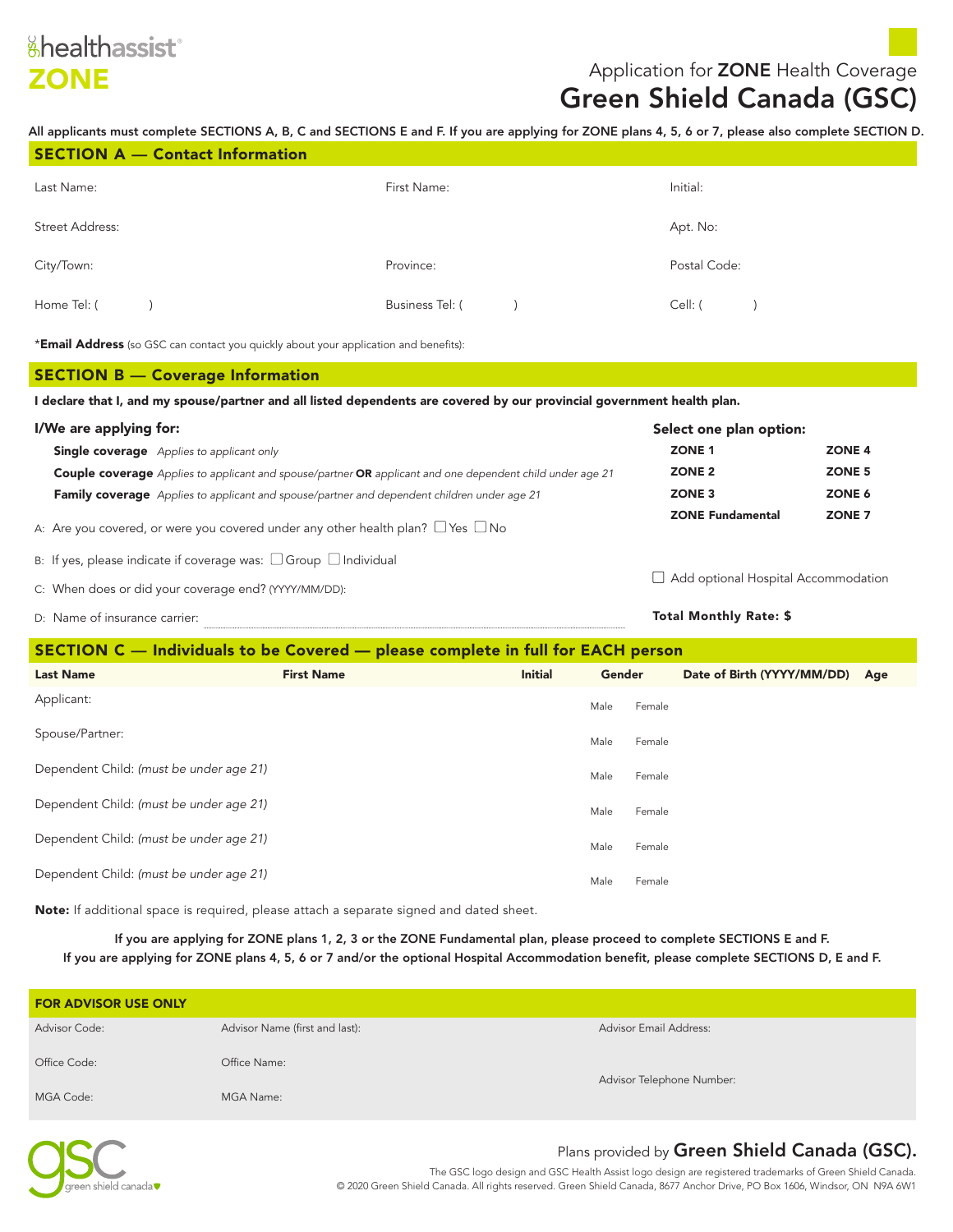# healthassist ZONE

## Application for **ZONE** Health Coverage
## Green Shield Canada (GSC)

**All applicants must complete SECTIONS A, B, C and SECTIONS E and F. If you are applying for ZONE plans 4, 5, 6 or 7, please also complete SECTION D.**

## SECTION A — Contact Information

| Last Name: | First Name: | Initial: |
|---|---|---|
| Street Address: | | Apt. No: |
| City/Town: | Province: | Postal Code: |
| Home Tel: (     ) | Business Tel: (     ) | Cell: (     ) |

***Email Address** (so GSC can contact you quickly about your application and benefits):

## SECTION B — Coverage Information

**I declare that I, and my spouse/partner and all listed dependents are covered by our provincial government health plan.**

**I/We are applying for:**

- **Single coverage** *Applies to applicant only*
- **Couple coverage** *Applies to applicant and spouse/partner* **OR** *applicant and one dependent child under age 21*
- **Family coverage** *Applies to applicant and spouse/partner and dependent children under age 21*

A: Are you covered, or were you covered under any other health plan? ☐ Yes ☐ No

B: If yes, please indicate if coverage was: ☐ Group ☐ Individual

C: When does or did your coverage end? (YYYY/MM/DD):

D: Name of insurance carrier:

**Select one plan option:**

| | |
|---|---|
| **ZONE 1** | **ZONE 4** |
| **ZONE 2** | **ZONE 5** |
| **ZONE 3** | **ZONE 6** |
| **ZONE Fundamental** | **ZONE 7** |

☐ Add optional Hospital Accommodation

**Total Monthly Rate: $**

## SECTION C — Individuals to be Covered — please complete in full for EACH person

| Last Name | First Name | Initial | Gender | Date of Birth (YYYY/MM/DD) | Age |
|---|---|---|---|---|---|
| Applicant: | | | Male Female | | |
| Spouse/Partner: | | | Male Female | | |
| Dependent Child: *(must be under age 21)* | | | Male Female | | |
| Dependent Child: *(must be under age 21)* | | | Male Female | | |
| Dependent Child: *(must be under age 21)* | | | Male Female | | |
| Dependent Child: *(must be under age 21)* | | | Male Female | | |

**Note:** If additional space is required, please attach a separate signed and dated sheet.

**If you are applying for ZONE plans 1, 2, 3 or the ZONE Fundamental plan, please proceed to complete SECTIONS E and F.**
**If you are applying for ZONE plans 4, 5, 6 or 7 and/or the optional Hospital Accommodation benefit, please complete SECTIONS D, E and F.**

### FOR ADVISOR USE ONLY

| | | |
|---|---|---|
| Advisor Code: | Advisor Name (first and last): | Advisor Email Address: |
| Office Code: | Office Name: | Advisor Telephone Number: |
| MGA Code: | MGA Name: | |

gsc green shield canada

Plans provided by **Green Shield Canada (GSC).**

The GSC logo design and GSC Health Assist logo design are registered trademarks of Green Shield Canada.
© 2020 Green Shield Canada. All rights reserved. Green Shield Canada, 8677 Anchor Drive, PO Box 1606, Windsor, ON N9A 6W1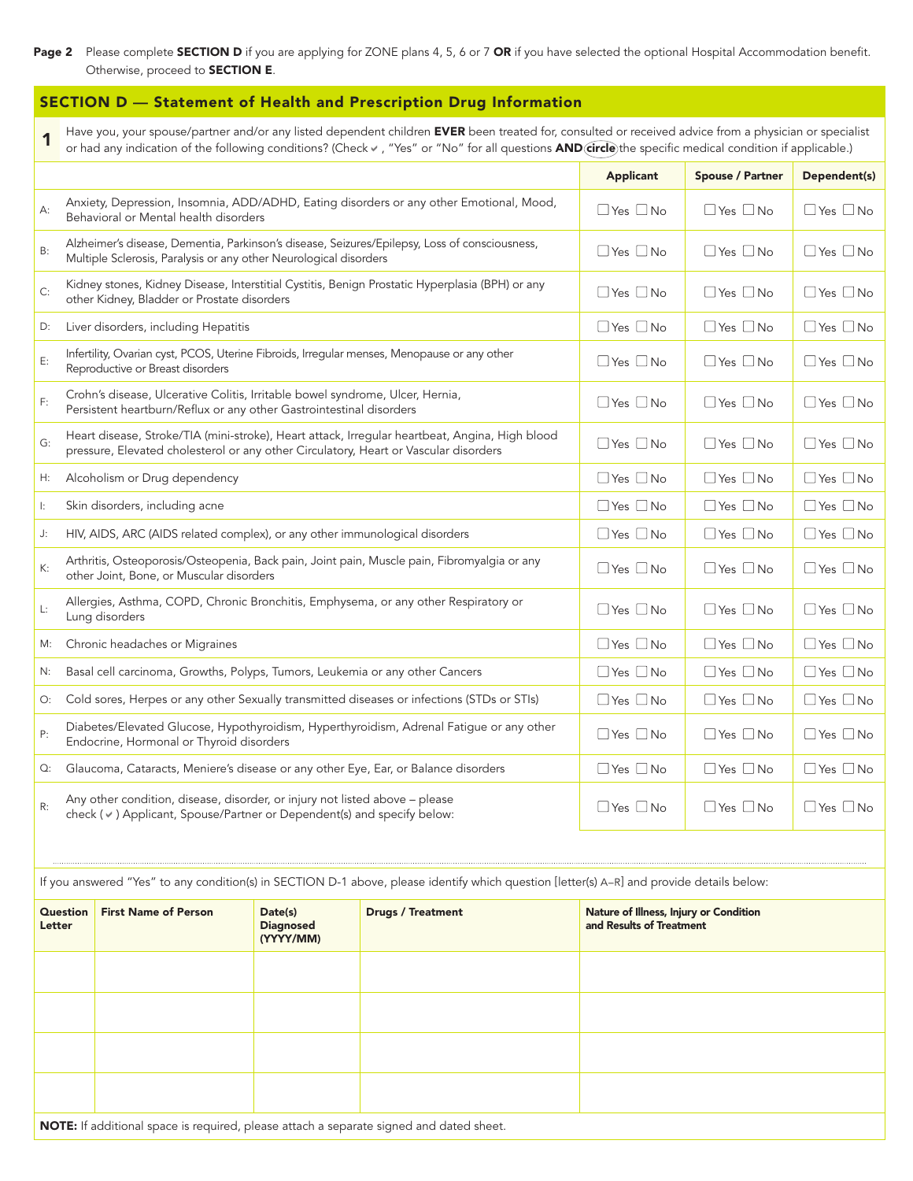**Page 2** Please complete **SECTION D** if you are applying for ZONE plans 4, 5, 6 or 7 **OR** if you have selected the optional Hospital Accommodation benefit. Otherwise, proceed to **SECTION E**.

## SECTION D — Statement of Health and Prescription Drug Information

**1** Have you, your spouse/partner and/or any listed dependent children **EVER** been treated for, consulted or received advice from a physician or specialist or had any indication of the following conditions? (Check ✔, "Yes" or "No" for all questions **AND** (circle) the specific medical condition if applicable.)

| | | Applicant | Spouse / Partner | Dependent(s) |
|---|---|---|---|---|
| A: | Anxiety, Depression, Insomnia, ADD/ADHD, Eating disorders or any other Emotional, Mood, Behavioral or Mental health disorders | ☐ Yes ☐ No | ☐ Yes ☐ No | ☐ Yes ☐ No |
| B: | Alzheimer's disease, Dementia, Parkinson's disease, Seizures/Epilepsy, Loss of consciousness, Multiple Sclerosis, Paralysis or any other Neurological disorders | ☐ Yes ☐ No | ☐ Yes ☐ No | ☐ Yes ☐ No |
| C: | Kidney stones, Kidney Disease, Interstitial Cystitis, Benign Prostatic Hyperplasia (BPH) or any other Kidney, Bladder or Prostate disorders | ☐ Yes ☐ No | ☐ Yes ☐ No | ☐ Yes ☐ No |
| D: | Liver disorders, including Hepatitis | ☐ Yes ☐ No | ☐ Yes ☐ No | ☐ Yes ☐ No |
| E: | Infertility, Ovarian cyst, PCOS, Uterine Fibroids, Irregular menses, Menopause or any other Reproductive or Breast disorders | ☐ Yes ☐ No | ☐ Yes ☐ No | ☐ Yes ☐ No |
| F: | Crohn's disease, Ulcerative Colitis, Irritable bowel syndrome, Ulcer, Hernia, Persistent heartburn/Reflux or any other Gastrointestinal disorders | ☐ Yes ☐ No | ☐ Yes ☐ No | ☐ Yes ☐ No |
| G: | Heart disease, Stroke/TIA (mini-stroke), Heart attack, Irregular heartbeat, Angina, High blood pressure, Elevated cholesterol or any other Circulatory, Heart or Vascular disorders | ☐ Yes ☐ No | ☐ Yes ☐ No | ☐ Yes ☐ No |
| H: | Alcoholism or Drug dependency | ☐ Yes ☐ No | ☐ Yes ☐ No | ☐ Yes ☐ No |
| I: | Skin disorders, including acne | ☐ Yes ☐ No | ☐ Yes ☐ No | ☐ Yes ☐ No |
| J: | HIV, AIDS, ARC (AIDS related complex), or any other immunological disorders | ☐ Yes ☐ No | ☐ Yes ☐ No | ☐ Yes ☐ No |
| K: | Arthritis, Osteoporosis/Osteopenia, Back pain, Joint pain, Muscle pain, Fibromyalgia or any other Joint, Bone, or Muscular disorders | ☐ Yes ☐ No | ☐ Yes ☐ No | ☐ Yes ☐ No |
| L: | Allergies, Asthma, COPD, Chronic Bronchitis, Emphysema, or any other Respiratory or Lung disorders | ☐ Yes ☐ No | ☐ Yes ☐ No | ☐ Yes ☐ No |
| M: | Chronic headaches or Migraines | ☐ Yes ☐ No | ☐ Yes ☐ No | ☐ Yes ☐ No |
| N: | Basal cell carcinoma, Growths, Polyps, Tumors, Leukemia or any other Cancers | ☐ Yes ☐ No | ☐ Yes ☐ No | ☐ Yes ☐ No |
| O: | Cold sores, Herpes or any other Sexually transmitted diseases or infections (STDs or STIs) | ☐ Yes ☐ No | ☐ Yes ☐ No | ☐ Yes ☐ No |
| P: | Diabetes/Elevated Glucose, Hypothyroidism, Hyperthyroidism, Adrenal Fatigue or any other Endocrine, Hormonal or Thyroid disorders | ☐ Yes ☐ No | ☐ Yes ☐ No | ☐ Yes ☐ No |
| Q: | Glaucoma, Cataracts, Meniere's disease or any other Eye, Ear, or Balance disorders | ☐ Yes ☐ No | ☐ Yes ☐ No | ☐ Yes ☐ No |
| R: | Any other condition, disease, disorder, or injury not listed above – please check (✔) Applicant, Spouse/Partner or Dependent(s) and specify below: | ☐ Yes ☐ No | ☐ Yes ☐ No | ☐ Yes ☐ No |

..............................................................................................................................................................................

If you answered "Yes" to any condition(s) in SECTION D-1 above, please identify which question [letter(s) A–R] and provide details below:

| Question Letter | First Name of Person | Date(s) Diagnosed (YYYY/MM) | Drugs / Treatment | Nature of Illness, Injury or Condition and Results of Treatment |
|---|---|---|---|---|
| | | | | |
| | | | | |
| | | | | |
| | | | | |

**NOTE:** If additional space is required, please attach a separate signed and dated sheet.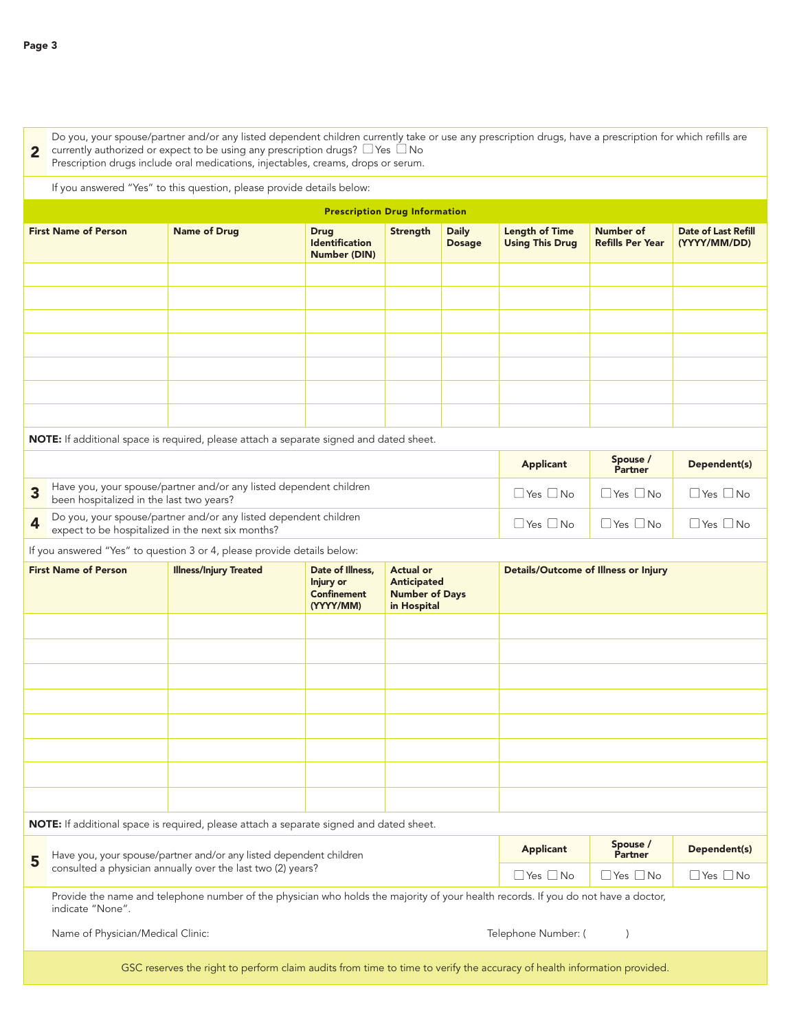**2** Do you, your spouse/partner and/or any listed dependent children currently take or use any prescription drugs, have a prescription for which refills are currently authorized or expect to be using any prescription drugs? ☐ Yes ☐ No
Prescription drugs include oral medications, injectables, creams, drops or serum.

If you answered "Yes" to this question, please provide details below:

**Prescription Drug Information**

| First Name of Person | Name of Drug | Drug Identification Number (DIN) | Strength | Daily Dosage | Length of Time Using This Drug | Number of Refills Per Year | Date of Last Refill (YYYY/MM/DD) |
|---|---|---|---|---|---|---|---|
| | | | | | | | |
| | | | | | | | |
| | | | | | | | |
| | | | | | | | |
| | | | | | | | |
| | | | | | | | |
| | | | | | | | |

**NOTE:** If additional space is required, please attach a separate signed and dated sheet.

| | | Applicant | Spouse / Partner | Dependent(s) |
|---|---|---|---|---|
| **3** | Have you, your spouse/partner and/or any listed dependent children been hospitalized in the last two years? | ☐ Yes ☐ No | ☐ Yes ☐ No | ☐ Yes ☐ No |
| **4** | Do you, your spouse/partner and/or any listed dependent children expect to be hospitalized in the next six months? | ☐ Yes ☐ No | ☐ Yes ☐ No | ☐ Yes ☐ No |

If you answered "Yes" to question 3 or 4, please provide details below:

| First Name of Person | Illness/Injury Treated | Date of Illness, Injury or Confinement (YYYY/MM) | Actual or Anticipated Number of Days in Hospital | Details/Outcome of Illness or Injury |
|---|---|---|---|---|
| | | | | |
| | | | | |
| | | | | |
| | | | | |
| | | | | |
| | | | | |
| | | | | |
| | | | | |

**NOTE:** If additional space is required, please attach a separate signed and dated sheet.

| | | Applicant | Spouse / Partner | Dependent(s) |
|---|---|---|---|---|
| **5** | Have you, your spouse/partner and/or any listed dependent children consulted a physician annually over the last two (2) years? | ☐ Yes ☐ No | ☐ Yes ☐ No | ☐ Yes ☐ No |

Provide the name and telephone number of the physician who holds the majority of your health records. If you do not have a doctor, indicate "None".

Name of Physician/Medical Clinic: Telephone Number: (    )

GSC reserves the right to perform claim audits from time to time to verify the accuracy of health information provided.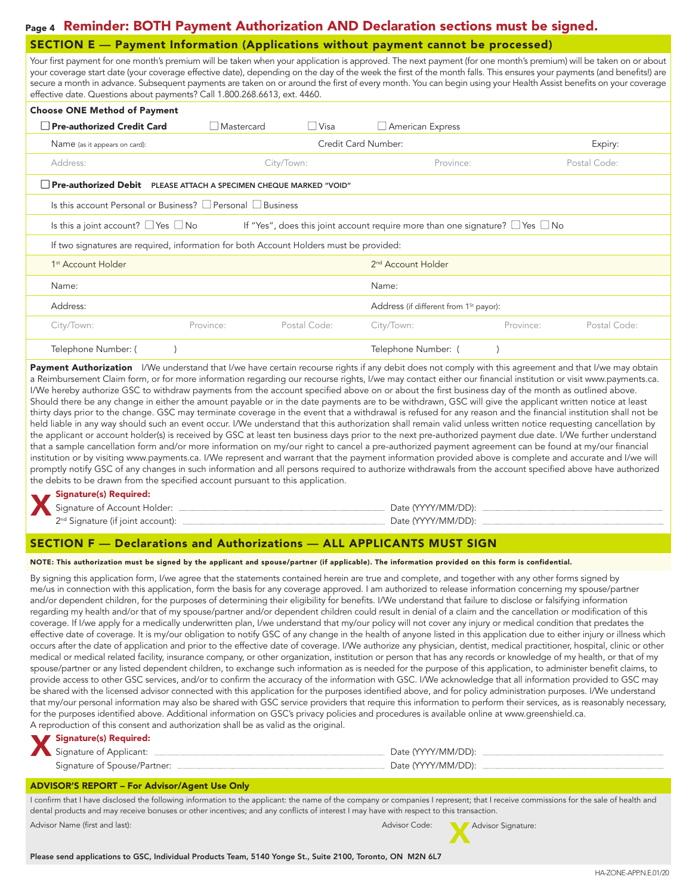**Reminder: BOTH Payment Authorization AND Declaration sections must be signed.**

## SECTION E — Payment Information (Applications without payment cannot be processed)

Your first payment for one month's premium will be taken when your application is approved. The next payment (for one month's premium) will be taken on or about your coverage start date (your coverage effective date), depending on the day of the week the first of the month falls. This ensures your payments (and benefits!) are secure a month in advance. Subsequent payments are taken on or around the first of every month. You can begin using your Health Assist benefits on your coverage effective date. Questions about payments? Call 1.800.268.6613, ext. 4460.

**Choose ONE Method of Payment**

☐ **Pre-authorized Credit Card** ☐ Mastercard ☐ Visa ☐ American Express

Name (as it appears on card): Credit Card Number: Expiry:

Address: City/Town: Province: Postal Code:

☐ **Pre-authorized Debit** PLEASE ATTACH A SPECIMEN CHEQUE MARKED "VOID"

Is this account Personal or Business? ☐ Personal ☐ Business

Is this a joint account? ☐ Yes ☐ No If "Yes", does this joint account require more than one signature? ☐ Yes ☐ No

If two signatures are required, information for both Account Holders must be provided:

| 1st Account Holder | | | 2nd Account Holder | | |
|---|---|---|---|---|---|
| Name: | | | Name: | | |
| Address: | | | Address (if different from 1st payor): | | |
| City/Town: | Province: | Postal Code: | City/Town: | Province: | Postal Code: |
| Telephone Number: ( ) | | | Telephone Number: ( ) | | |

**Payment Authorization** I/We understand that I/we have certain recourse rights if any debit does not comply with this agreement and that I/we may obtain a Reimbursement Claim form, or for more information regarding our recourse rights, I/we may contact either our financial institution or visit www.payments.ca. I/We hereby authorize GSC to withdraw payments from the account specified above on or about the first business day of the month as outlined above. Should there be any change in either the amount payable or in the date payments are to be withdrawn, GSC will give the applicant written notice at least thirty days prior to the change. GSC may terminate coverage in the event that a withdrawal is refused for any reason and the financial institution shall not be held liable in any way should such an event occur. I/We understand that this authorization shall remain valid unless written notice requesting cancellation by the applicant or account holder(s) is received by GSC at least ten business days prior to the next pre-authorized payment due date. I/We further understand that a sample cancellation form and/or more information on my/our right to cancel a pre-authorized payment agreement can be found at my/our financial institution or by visiting www.payments.ca. I/We represent and warrant that the payment information provided above is complete and accurate and I/we will promptly notify GSC of any changes in such information and all persons required to authorize withdrawals from the account specified above have authorized the debits to be drawn from the specified account pursuant to this application.

**X Signature(s) Required:**

Signature of Account Holder: ____________________ Date (YYYY/MM/DD): ____________________

2nd Signature (if joint account): ____________________ Date (YYYY/MM/DD): ____________________

## SECTION F — Declarations and Authorizations — ALL APPLICANTS MUST SIGN

**NOTE: This authorization must be signed by the applicant and spouse/partner (if applicable). The information provided on this form is confidential.**

By signing this application form, I/we agree that the statements contained herein are true and complete, and together with any other forms signed by me/us in connection with this application, form the basis for any coverage approved. I am authorized to release information concerning my spouse/partner and/or dependent children, for the purposes of determining their eligibility for benefits. I/We understand that failure to disclose or falsifying information regarding my health and/or that of my spouse/partner and/or dependent children could result in denial of a claim and the cancellation or modification of this coverage. If I/we apply for a medically underwritten plan, I/we understand that my/our policy will not cover any injury or medical condition that predates the effective date of coverage. It is my/our obligation to notify GSC of any change in the health of anyone listed in this application due to either injury or illness which occurs after the date of application and prior to the effective date of coverage. I/We authorize any physician, dentist, medical practitioner, hospital, clinic or other medical or medical related facility, insurance company, or other organization, institution or person that has any records or knowledge of my health, or that of my spouse/partner or any listed dependent children, to exchange such information as is needed for the purpose of this application, to administer benefit claims, to provide access to other GSC services, and/or to confirm the accuracy of the information with GSC. I/We acknowledge that all information provided to GSC may be shared with the licensed advisor connected with this application for the purposes identified above, and for policy administration purposes. I/We understand that my/our personal information may also be shared with GSC service providers that require this information to perform their services, as is reasonably necessary, for the purposes identified above. Additional information on GSC's privacy policies and procedures is available online at www.greenshield.ca.
A reproduction of this consent and authorization shall be as valid as the original.

**X Signature(s) Required:**

Signature of Applicant: ____________________ Date (YYYY/MM/DD): ____________________

Signature of Spouse/Partner: ____________________ Date (YYYY/MM/DD): ____________________

### ADVISOR'S REPORT – For Advisor/Agent Use Only

I confirm that I have disclosed the following information to the applicant: the name of the company or companies I represent; that I receive commissions for the sale of health and dental products and may receive bonuses or other incentives; and any conflicts of interest I may have with respect to this transaction.

Advisor Name (first and last): Advisor Code: X Advisor Signature:

**Please send applications to GSC, Individual Products Team, 5140 Yonge St., Suite 2100, Toronto, ON M2N 6L7**

HA-ZONE-APP.N.E.01/20